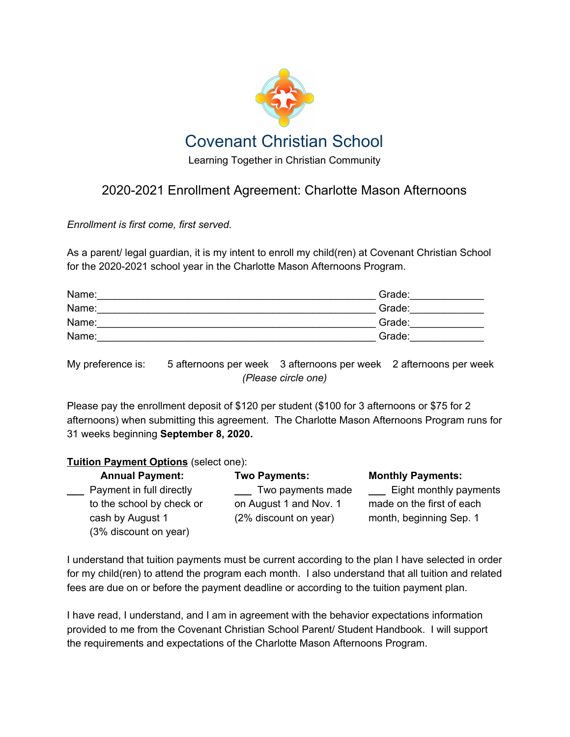# Covenant Christian School

Learning Together in Christian Community

## 2020-2021 Enrollment Agreement: Charlotte Mason Afternoons

*Enrollment is first come, first served.*

As a parent/ legal guardian, it is my intent to enroll my child(ren) at Covenant Christian School for the 2020-2021 school year in the Charlotte Mason Afternoons Program.

Name:_________________________________________________ Grade:_____________
Name:_________________________________________________ Grade:_____________
Name:_________________________________________________ Grade:_____________
Name:_________________________________________________ Grade:_____________

My preference is: 5 afternoons per week 3 afternoons per week 2 afternoons per week
*(Please circle one)*

Please pay the enrollment deposit of $120 per student ($100 for 3 afternoons or $75 for 2 afternoons) when submitting this agreement. The Charlotte Mason Afternoons Program runs for 31 weeks beginning **September 8, 2020.**

**Tuition Payment Options** (select one):

| **Annual Payment:** | **Two Payments:** | **Monthly Payments:** |
|---|---|---|
| ___ Payment in full directly to the school by check or cash by August 1 (3% discount on year) | ___ Two payments made on August 1 and Nov. 1 (2% discount on year) | ___ Eight monthly payments made on the first of each month, beginning Sep. 1 |

I understand that tuition payments must be current according to the plan I have selected in order for my child(ren) to attend the program each month. I also understand that all tuition and related fees are due on or before the payment deadline or according to the tuition payment plan.

I have read, I understand, and I am in agreement with the behavior expectations information provided to me from the Covenant Christian School Parent/ Student Handbook. I will support the requirements and expectations of the Charlotte Mason Afternoons Program.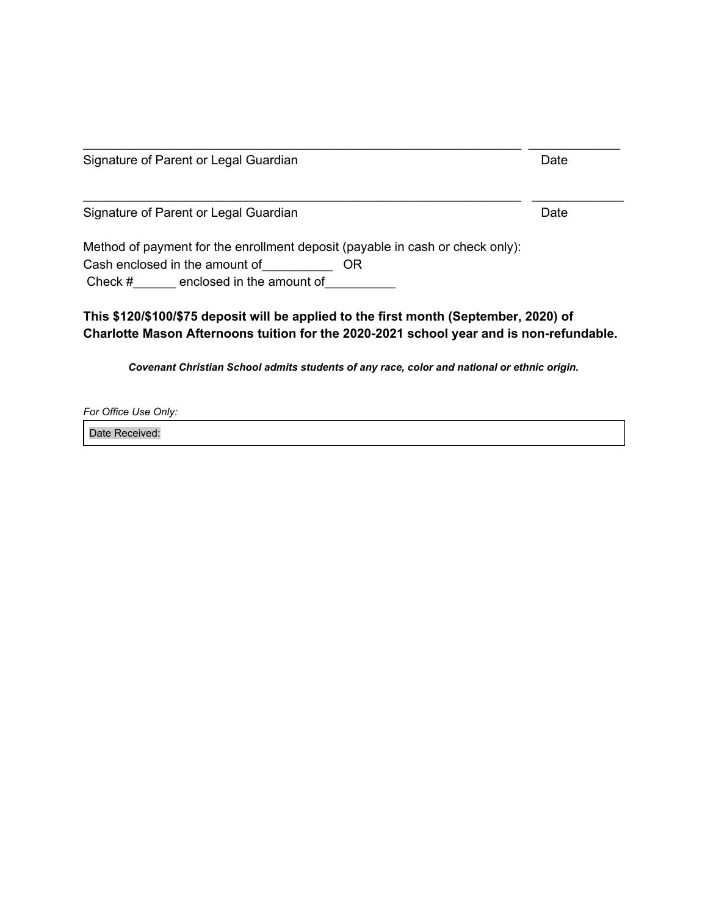_________________________________________________________________ _____________

Signature of Parent or Legal Guardian Date

_________________________________________________________________ _____________

Signature of Parent or Legal Guardian Date

Method of payment for the enrollment deposit (payable in cash or check only):
Cash enclosed in the amount of__________ OR
Check #______ enclosed in the amount of__________

**This $120/$100/$75 deposit will be applied to the first month (September, 2020) of Charlotte Mason Afternoons tuition for the 2020-2021 school year and is non-refundable.**

***Covenant Christian School admits students of any race, color and national or ethnic origin.***

*For Office Use Only:*

| Date Received: |
| --- |